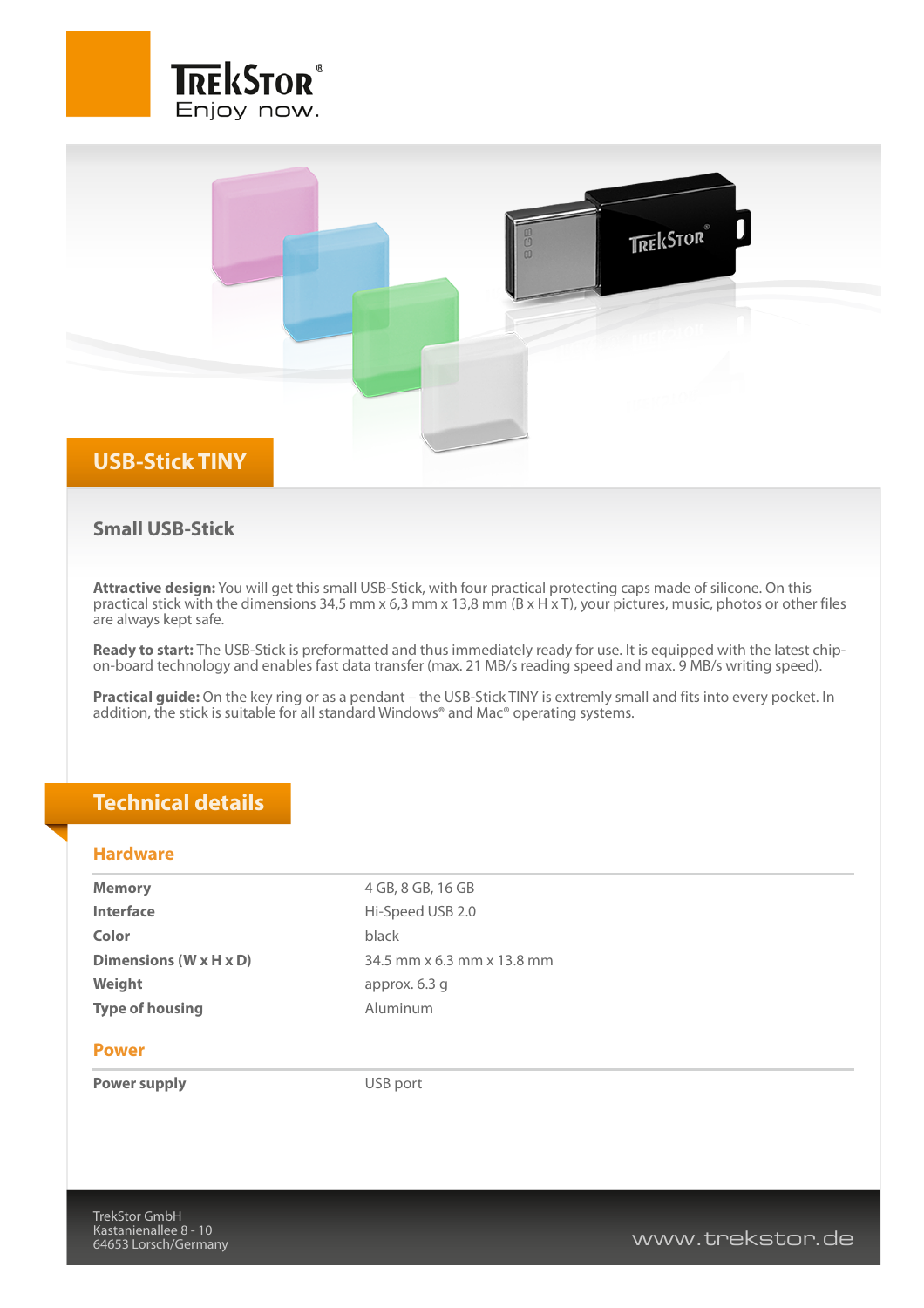TrekStor®
Enjoy now.

# USB-Stick TINY

## Small USB-Stick

**Attractive design:** You will get this small USB-Stick, with four practical protecting caps made of silicone. On this practical stick with the dimensions 34,5 mm x 6,3 mm x 13,8 mm (B x H x T), your pictures, music, photos or other files are always kept safe.

**Ready to start:** The USB-Stick is preformatted and thus immediately ready for use. It is equipped with the latest chip-on-board technology and enables fast data transfer (max. 21 MB/s reading speed and max. 9 MB/s writing speed).

**Practical guide:** On the key ring or as a pendant – the USB-Stick TINY is extremly small and fits into every pocket. In addition, the stick is suitable for all standard Windows® and Mac® operating systems.

## Technical details

### Hardware

| | |
|---|---|
| **Memory** | 4 GB, 8 GB, 16 GB |
| **Interface** | Hi-Speed USB 2.0 |
| **Color** | black |
| **Dimensions (W x H x D)** | 34.5 mm x 6.3 mm x 13.8 mm |
| **Weight** | approx. 6.3 g |
| **Type of housing** | Aluminum |

### Power

| | |
|---|---|
| **Power supply** | USB port |

TrekStor GmbH
Kastanienallee 8 - 10
64653 Lorsch/Germany

www.trekstor.de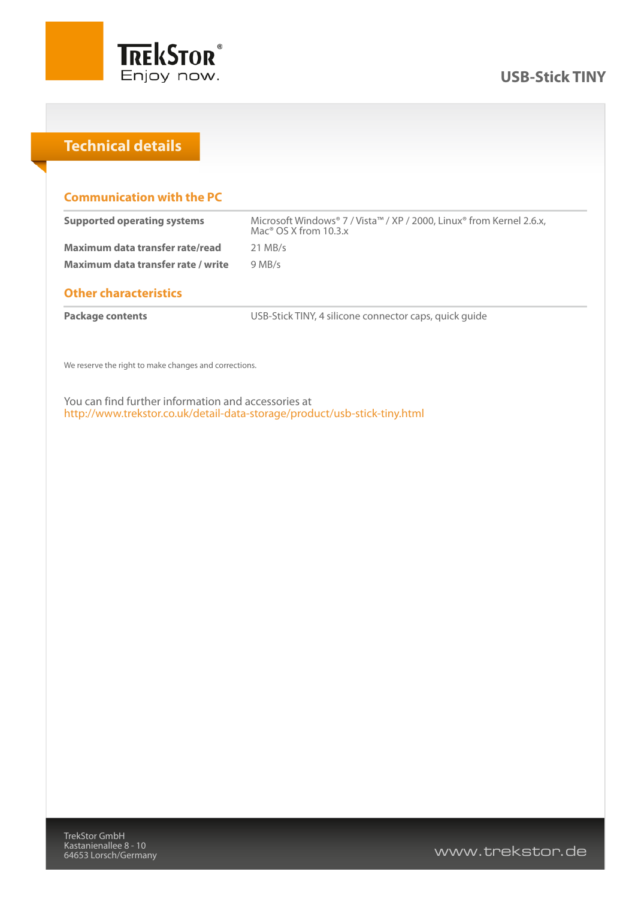## Technical details

### Communication with the PC

| | |
|---|---|
| **Supported operating systems** | Microsoft Windows® 7 / Vista™ / XP / 2000, Linux® from Kernel 2.6.x, Mac® OS X from 10.3.x |
| **Maximum data transfer rate/read** | 21 MB/s |
| **Maximum data transfer rate / write** | 9 MB/s |

### Other characteristics

| | |
|---|---|
| **Package contents** | USB-Stick TINY, 4 silicone connector caps, quick guide |

We reserve the right to make changes and corrections.

You can find further information and accessories at
http://www.trekstor.co.uk/detail-data-storage/product/usb-stick-tiny.html

TrekStor GmbH
Kastanienallee 8 - 10
64653 Lorsch/Germany

www.trekstor.de